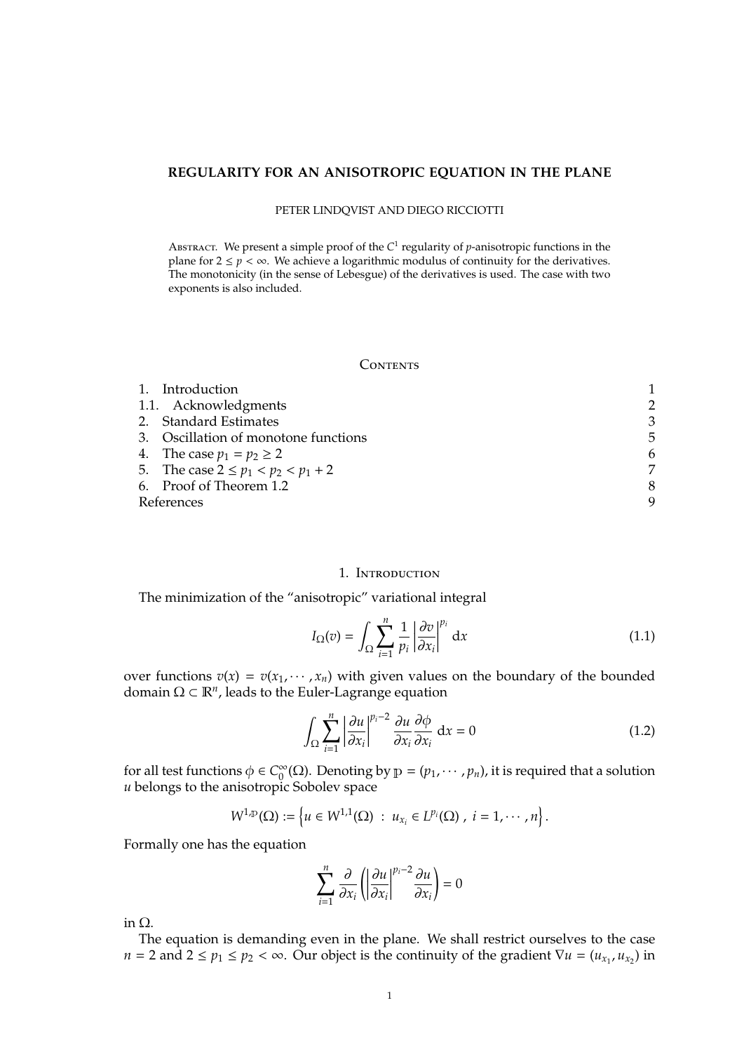# REGULARITY FOR AN ANISOTROPIC EQUATION IN THE PLANE

PETER LINDQVIST AND DIEGO RICCIOTTI

ABSTRACT. We present a simple proof of the $C^1$ regularity of $p$-anisotropic functions in the plane for $2 \leq p < \infty$. We achieve a logarithmic modulus of continuity for the derivatives. The monotonicity (in the sense of Lebesgue) of the derivatives is used. The case with two exponents is also included.

## CONTENTS

| | |
|---|---|
| 1. Introduction | 1 |
| 1.1. Acknowledgments | 2 |
| 2. Standard Estimates | 3 |
| 3. Oscillation of monotone functions | 5 |
| 4. The case $p_1 = p_2 \geq 2$ | 6 |
| 5. The case $2 \leq p_1 < p_2 < p_1 + 2$ | 7 |
| 6. Proof of Theorem 1.2 | 8 |
| References | 9 |

## 1. INTRODUCTION

The minimization of the "anisotropic" variational integral

$$I_\Omega(v) = \int_\Omega \sum_{i=1}^{n} \frac{1}{p_i} \left| \frac{\partial v}{\partial x_i} \right|^{p_i} \, \mathrm{d}x \tag{1.1}$$

over functions $v(x) = v(x_1, \cdots, x_n)$ with given values on the boundary of the bounded domain $\Omega \subset \mathbb{R}^n$, leads to the Euler-Lagrange equation

$$\int_\Omega \sum_{i=1}^{n} \left| \frac{\partial u}{\partial x_i} \right|^{p_i - 2} \frac{\partial u}{\partial x_i} \frac{\partial \phi}{\partial x_i} \, \mathrm{d}x = 0 \tag{1.2}$$

for all test functions $\phi \in C_0^\infty(\Omega)$. Denoting by $\mathbb{p} = (p_1, \cdots, p_n)$, it is required that a solution $u$ belongs to the anisotropic Sobolev space

$$W^{1,\mathbb{p}}(\Omega) := \left\{ u \in W^{1,1}(\Omega) \ : \ u_{x_i} \in L^{p_i}(\Omega) \ , \ i = 1, \cdots, n \right\}.$$

Formally one has the equation

$$\sum_{i=1}^{n} \frac{\partial}{\partial x_i} \left( \left| \frac{\partial u}{\partial x_i} \right|^{p_i - 2} \frac{\partial u}{\partial x_i} \right) = 0$$

in $\Omega$.

The equation is demanding even in the plane. We shall restrict ourselves to the case $n = 2$ and $2 \leq p_1 \leq p_2 < \infty$. Our object is the continuity of the gradient $\nabla u = (u_{x_1}, u_{x_2})$ in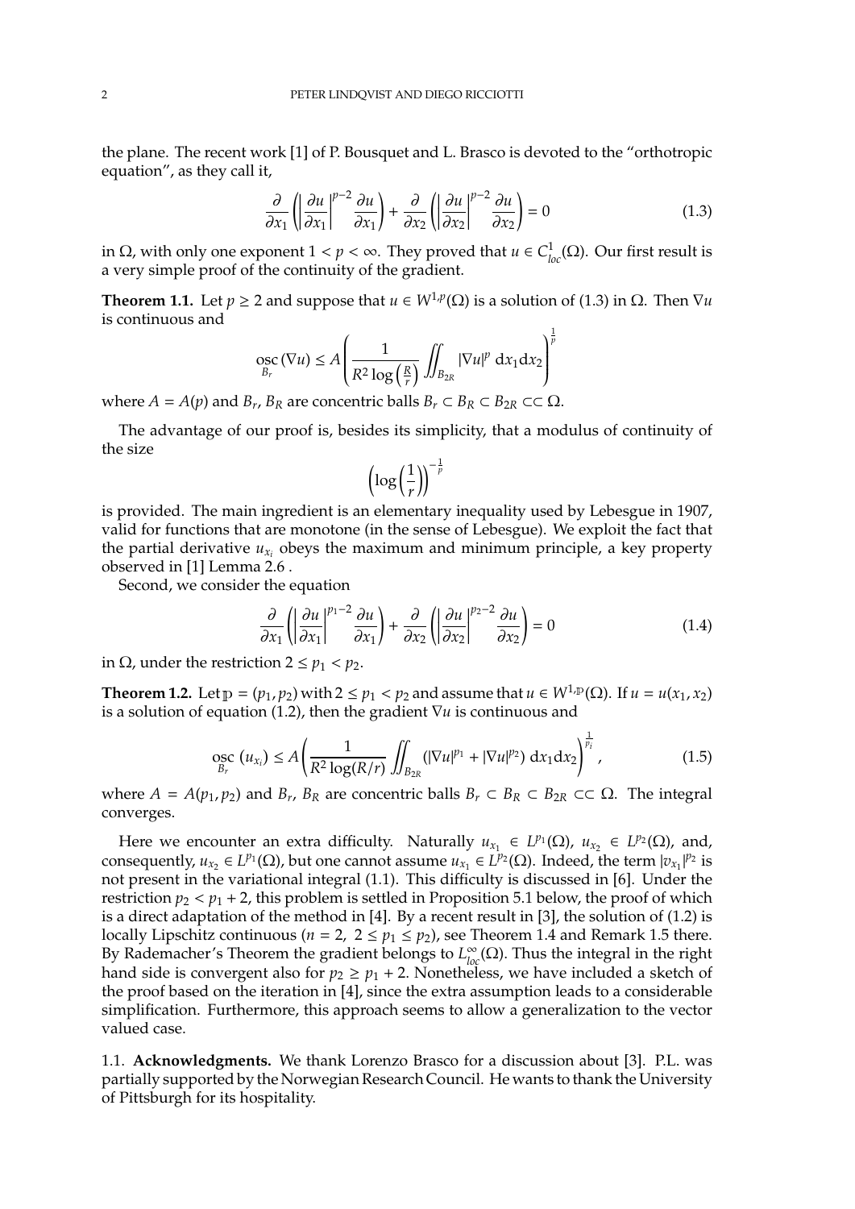the plane. The recent work [1] of P. Bousquet and L. Brasco is devoted to the "orthotropic equation", as they call it,

$$\frac{\partial}{\partial x_1}\left(\left|\frac{\partial u}{\partial x_1}\right|^{p-2}\frac{\partial u}{\partial x_1}\right)+\frac{\partial}{\partial x_2}\left(\left|\frac{\partial u}{\partial x_2}\right|^{p-2}\frac{\partial u}{\partial x_2}\right)=0 \tag{1.3}$$

in $\Omega$, with only one exponent $1 < p < \infty$. They proved that $u \in C^1_{loc}(\Omega)$. Our first result is a very simple proof of the continuity of the gradient.

**Theorem 1.1.** Let $p \geq 2$ and suppose that $u \in W^{1,p}(\Omega)$ is a solution of (1.3) in $\Omega$. Then $\nabla u$ is continuous and

$$\operatorname*{osc}_{B_r}(\nabla u) \leq A\left(\frac{1}{R^2\log\left(\frac{R}{r}\right)}\iint_{B_{2R}}|\nabla u|^p\,\mathrm{d}x_1\mathrm{d}x_2\right)^{\frac{1}{p}}$$

where $A = A(p)$ and $B_r$, $B_R$ are concentric balls $B_r \subset B_R \subset B_{2R} \subset\subset \Omega$.

The advantage of our proof is, besides its simplicity, that a modulus of continuity of the size

$$\left(\log\left(\frac{1}{r}\right)\right)^{-\frac{1}{p}}$$

is provided. The main ingredient is an elementary inequality used by Lebesgue in 1907, valid for functions that are monotone (in the sense of Lebesgue). We exploit the fact that the partial derivative $u_{x_i}$ obeys the maximum and minimum principle, a key property observed in [1] Lemma 2.6 .

Second, we consider the equation

$$\frac{\partial}{\partial x_1}\left(\left|\frac{\partial u}{\partial x_1}\right|^{p_1-2}\frac{\partial u}{\partial x_1}\right)+\frac{\partial}{\partial x_2}\left(\left|\frac{\partial u}{\partial x_2}\right|^{p_2-2}\frac{\partial u}{\partial x_2}\right)=0 \tag{1.4}$$

in $\Omega$, under the restriction $2 \leq p_1 < p_2$.

**Theorem 1.2.** Let $\mathbb{p} = (p_1, p_2)$ with $2 \leq p_1 < p_2$ and assume that $u \in W^{1,\mathbb{p}}(\Omega)$. If $u = u(x_1, x_2)$ is a solution of equation (1.2), then the gradient $\nabla u$ is continuous and

$$\operatorname*{osc}_{B_r}(u_{x_i}) \leq A\left(\frac{1}{R^2\log(R/r)}\iint_{B_{2R}}(|\nabla u|^{p_1}+|\nabla u|^{p_2})\,\mathrm{d}x_1\mathrm{d}x_2\right)^{\frac{1}{p_i}}, \tag{1.5}$$

where $A = A(p_1, p_2)$ and $B_r$, $B_R$ are concentric balls $B_r \subset B_R \subset B_{2R} \subset\subset \Omega$. The integral converges.

Here we encounter an extra difficulty. Naturally $u_{x_1} \in L^{p_1}(\Omega)$, $u_{x_2} \in L^{p_2}(\Omega)$, and, consequently, $u_{x_2} \in L^{p_1}(\Omega)$, but one cannot assume $u_{x_1} \in L^{p_2}(\Omega)$. Indeed, the term $|v_{x_1}|^{p_2}$ is not present in the variational integral (1.1). This difficulty is discussed in [6]. Under the restriction $p_2 < p_1 + 2$, this problem is settled in Proposition 5.1 below, the proof of which is a direct adaptation of the method in [4]. By a recent result in [3], the solution of (1.2) is locally Lipschitz continuous ($n = 2$, $2 \leq p_1 \leq p_2$), see Theorem 1.4 and Remark 1.5 there. By Rademacher's Theorem the gradient belongs to $L^\infty_{loc}(\Omega)$. Thus the integral in the right hand side is convergent also for $p_2 \geq p_1 + 2$. Nonetheless, we have included a sketch of the proof based on the iteration in [4], since the extra assumption leads to a considerable simplification. Furthermore, this approach seems to allow a generalization to the vector valued case.

### 1.1. Acknowledgments.

We thank Lorenzo Brasco for a discussion about [3]. P.L. was partially supported by the Norwegian Research Council. He wants to thank the University of Pittsburgh for its hospitality.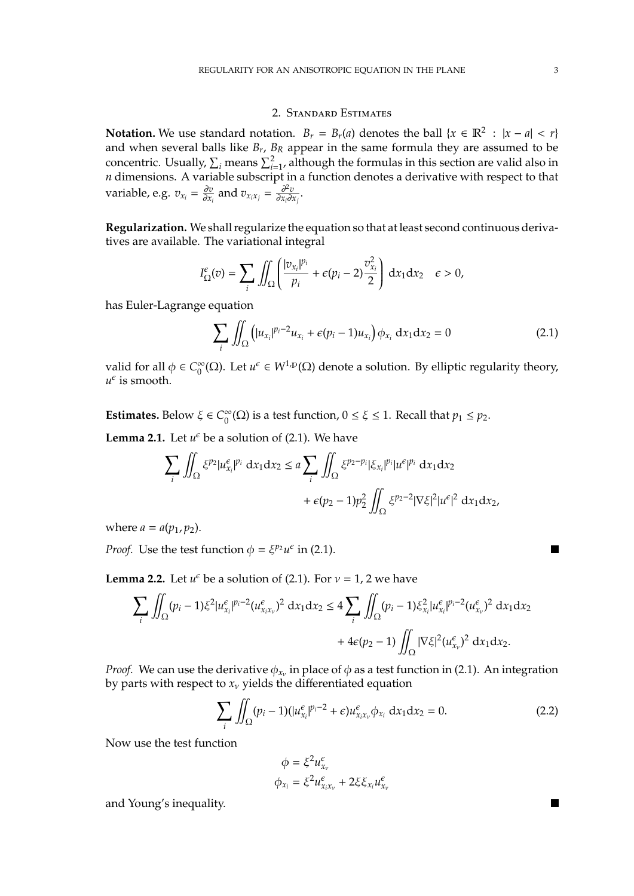## 2. Standard Estimates

**Notation.** We use standard notation. $B_r = B_r(a)$ denotes the ball $\{x \in \mathbb{R}^2 : |x - a| < r\}$ and when several balls like $B_r$, $B_R$ appear in the same formula they are assumed to be concentric. Usually, $\sum_i$ means $\sum_{i=1}^2$, although the formulas in this section are valid also in $n$ dimensions. A variable subscript in a function denotes a derivative with respect to that variable, e.g. $v_{x_i} = \frac{\partial v}{\partial x_i}$ and $v_{x_i x_j} = \frac{\partial^2 v}{\partial x_i \partial x_j}$.

**Regularization.** We shall regularize the equation so that at least second continuous derivatives are available. The variational integral

$$I_\Omega^\epsilon(v) = \sum_i \iint_\Omega \left( \frac{|v_{x_i}|^{p_i}}{p_i} + \epsilon(p_i - 2)\frac{v_{x_i}^2}{2} \right) \mathrm{d}x_1 \mathrm{d}x_2 \quad \epsilon > 0,$$

has Euler-Lagrange equation

$$\sum_i \iint_\Omega \left( |u_{x_i}|^{p_i - 2} u_{x_i} + \epsilon(p_i - 1) u_{x_i} \right) \phi_{x_i} \, \mathrm{d}x_1 \mathrm{d}x_2 = 0 \tag{2.1}$$

valid for all $\phi \in C_0^\infty(\Omega)$. Let $u^\epsilon \in W^{1,\mathbb{p}}(\Omega)$ denote a solution. By elliptic regularity theory, $u^\epsilon$ is smooth.

**Estimates.** Below $\xi \in C_0^\infty(\Omega)$ is a test function, $0 \le \xi \le 1$. Recall that $p_1 \le p_2$.

**Lemma 2.1.** *Let $u^\epsilon$ be a solution of (2.1). We have*

$$\sum_i \iint_\Omega \xi^{p_2} |u_{x_i}^\epsilon|^{p_i} \, \mathrm{d}x_1 \mathrm{d}x_2 \le a \sum_i \iint_\Omega \xi^{p_2 - p_i} |\xi_{x_i}|^{p_i} |u^\epsilon|^{p_i} \, \mathrm{d}x_1 \mathrm{d}x_2$$
$$+ \epsilon(p_2 - 1) p_2^2 \iint_\Omega \xi^{p_2 - 2} |\nabla \xi|^2 |u^\epsilon|^2 \, \mathrm{d}x_1 \mathrm{d}x_2,$$

*where $a = a(p_1, p_2)$.*

*Proof.* Use the test function $\phi = \xi^{p_2} u^\epsilon$ in (2.1). ∎

**Lemma 2.2.** *Let $u^\epsilon$ be a solution of (2.1). For $\nu = 1, 2$ we have*

$$\sum_i \iint_\Omega (p_i - 1) \xi^2 |u_{x_i}^\epsilon|^{p_i - 2} (u_{x_i x_\nu}^\epsilon)^2 \, \mathrm{d}x_1 \mathrm{d}x_2 \le 4 \sum_i \iint_\Omega (p_i - 1) \xi_{x_i}^2 |u_{x_i}^\epsilon|^{p_i - 2} (u_{x_\nu}^\epsilon)^2 \, \mathrm{d}x_1 \mathrm{d}x_2$$
$$+ 4\epsilon(p_2 - 1) \iint_\Omega |\nabla \xi|^2 (u_{x_\nu}^\epsilon)^2 \, \mathrm{d}x_1 \mathrm{d}x_2.$$

*Proof.* We can use the derivative $\phi_{x_\nu}$ in place of $\phi$ as a test function in (2.1). An integration by parts with respect to $x_\nu$ yields the differentiated equation

$$\sum_i \iint_\Omega (p_i - 1)(|u_{x_i}^\epsilon|^{p_i - 2} + \epsilon) u_{x_i x_\nu}^\epsilon \phi_{x_i} \, \mathrm{d}x_1 \mathrm{d}x_2 = 0. \tag{2.2}$$

Now use the test function

$$\phi = \xi^2 u_{x_\nu}^\epsilon$$
$$\phi_{x_i} = \xi^2 u_{x_i x_\nu}^\epsilon + 2\xi \xi_{x_i} u_{x_\nu}^\epsilon$$

and Young's inequality. ∎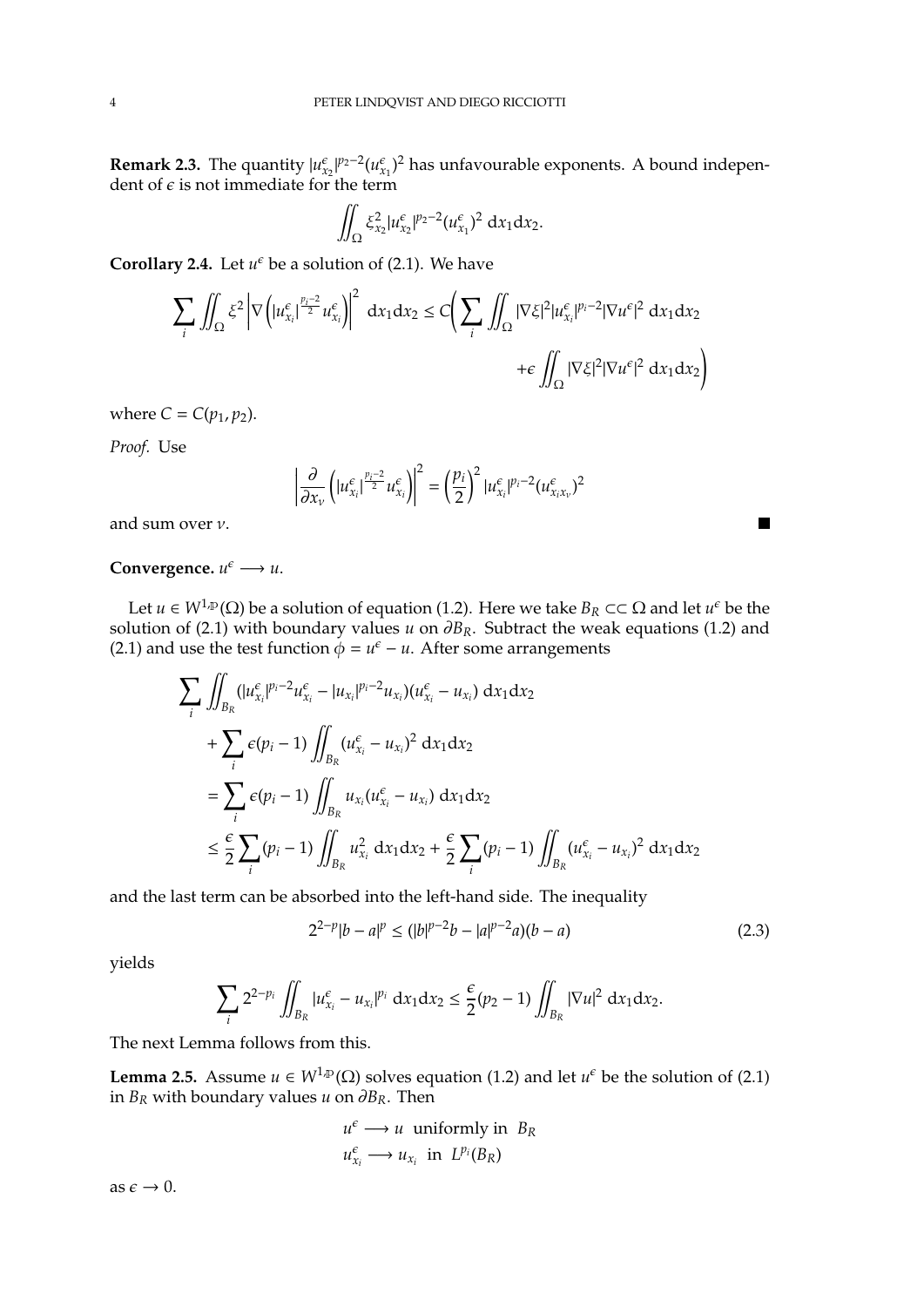**Remark 2.3.** The quantity $|u^\epsilon_{x_2}|^{p_2-2}(u^\epsilon_{x_1})^2$ has unfavourable exponents. A bound independent of $\epsilon$ is not immediate for the term

$$\iint_\Omega \xi^2_{x_2} |u^\epsilon_{x_2}|^{p_2-2}(u^\epsilon_{x_1})^2 \, \mathrm{d}x_1 \mathrm{d}x_2.$$

**Corollary 2.4.** Let $u^\epsilon$ be a solution of (2.1). We have

$$\sum_i \iint_\Omega \xi^2 \left| \nabla \left( |u^\epsilon_{x_i}|^{\frac{p_i-2}{2}} u^\epsilon_{x_i} \right) \right|^2 \, \mathrm{d}x_1 \mathrm{d}x_2 \leq C \biggl( \sum_i \iint_\Omega |\nabla \xi|^2 |u^\epsilon_{x_i}|^{p_i-2} |\nabla u^\epsilon|^2 \, \mathrm{d}x_1 \mathrm{d}x_2 + \epsilon \iint_\Omega |\nabla \xi|^2 |\nabla u^\epsilon|^2 \, \mathrm{d}x_1 \mathrm{d}x_2 \biggr)$$

where $C = C(p_1, p_2)$.

*Proof.* Use

$$\left| \frac{\partial}{\partial x_\nu} \left( |u^\epsilon_{x_i}|^{\frac{p_i-2}{2}} u^\epsilon_{x_i} \right) \right|^2 = \left( \frac{p_i}{2} \right)^2 |u^\epsilon_{x_i}|^{p_i-2} (u^\epsilon_{x_i x_\nu})^2$$

and sum over $\nu$. ∎

**Convergence.** $u^\epsilon \longrightarrow u$.

Let $u \in W^{1,\mathbb{p}}(\Omega)$ be a solution of equation (1.2). Here we take $B_R \subset\subset \Omega$ and let $u^\epsilon$ be the solution of (2.1) with boundary values $u$ on $\partial B_R$. Subtract the weak equations (1.2) and (2.1) and use the test function $\phi = u^\epsilon - u$. After some arrangements

$$\begin{aligned}
\sum_i \iint_{B_R} & (|u^\epsilon_{x_i}|^{p_i-2} u^\epsilon_{x_i} - |u_{x_i}|^{p_i-2} u_{x_i})(u^\epsilon_{x_i} - u_{x_i}) \, \mathrm{d}x_1 \mathrm{d}x_2 \\
&+ \sum_i \epsilon (p_i - 1) \iint_{B_R} (u^\epsilon_{x_i} - u_{x_i})^2 \, \mathrm{d}x_1 \mathrm{d}x_2 \\
&= \sum_i \epsilon (p_i - 1) \iint_{B_R} u_{x_i} (u^\epsilon_{x_i} - u_{x_i}) \, \mathrm{d}x_1 \mathrm{d}x_2 \\
&\leq \frac{\epsilon}{2} \sum_i (p_i - 1) \iint_{B_R} u^2_{x_i} \, \mathrm{d}x_1 \mathrm{d}x_2 + \frac{\epsilon}{2} \sum_i (p_i - 1) \iint_{B_R} (u^\epsilon_{x_i} - u_{x_i})^2 \, \mathrm{d}x_1 \mathrm{d}x_2
\end{aligned}$$

and the last term can be absorbed into the left-hand side. The inequality

$$2^{2-p} |b - a|^p \leq (|b|^{p-2} b - |a|^{p-2} a)(b - a) \tag{2.3}$$

yields

$$\sum_i 2^{2-p_i} \iint_{B_R} |u^\epsilon_{x_i} - u_{x_i}|^{p_i} \, \mathrm{d}x_1 \mathrm{d}x_2 \leq \frac{\epsilon}{2} (p_2 - 1) \iint_{B_R} |\nabla u|^2 \, \mathrm{d}x_1 \mathrm{d}x_2.$$

The next Lemma follows from this.

**Lemma 2.5.** Assume $u \in W^{1,\mathbb{p}}(\Omega)$ solves equation (1.2) and let $u^\epsilon$ be the solution of (2.1) in $B_R$ with boundary values $u$ on $\partial B_R$. Then

$$u^\epsilon \longrightarrow u \text{ uniformly in } B_R$$
$$u^\epsilon_{x_i} \longrightarrow u_{x_i} \text{ in } L^{p_i}(B_R)$$

as $\epsilon \to 0$.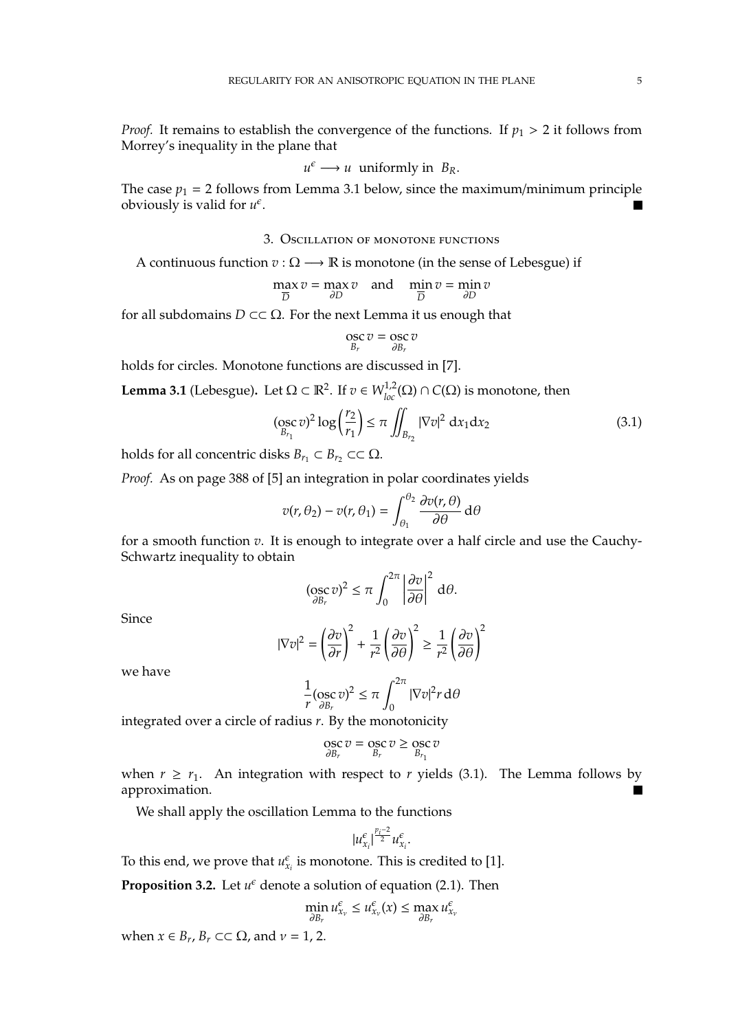*Proof.* It remains to establish the convergence of the functions. If $p_1 > 2$ it follows from Morrey's inequality in the plane that

$$u^\epsilon \longrightarrow u \ \text{ uniformly in } \ B_R.$$

The case $p_1 = 2$ follows from Lemma 3.1 below, since the maximum/minimum principle obviously is valid for $u^\epsilon$. ∎

## 3. Oscillation of monotone functions

A continuous function $v : \Omega \longrightarrow \mathbb{R}$ is monotone (in the sense of Lebesgue) if

$$\max_{\overline{D}} v = \max_{\partial D} v \quad \text{and} \quad \min_{\overline{D}} v = \min_{\partial D} v$$

for all subdomains $D \subset\subset \Omega$. For the next Lemma it us enough that

$$\operatorname*{osc}_{B_r} v = \operatorname*{osc}_{\partial B_r} v$$

holds for circles. Monotone functions are discussed in [7].

**Lemma 3.1** (Lebesgue)**.** Let $\Omega \subset \mathbb{R}^2$. If $v \in W^{1,2}_{loc}(\Omega) \cap C(\Omega)$ is monotone, then

$$(\operatorname*{osc}_{B_{r_1}} v)^2 \log\left(\frac{r_2}{r_1}\right) \leq \pi \iint_{B_{r_2}} |\nabla v|^2 \, dx_1 dx_2 \tag{3.1}$$

holds for all concentric disks $B_{r_1} \subset B_{r_2} \subset\subset \Omega$.

*Proof.* As on page 388 of [5] an integration in polar coordinates yields

$$v(r, \theta_2) - v(r, \theta_1) = \int_{\theta_1}^{\theta_2} \frac{\partial v(r, \theta)}{\partial \theta} \, d\theta$$

for a smooth function $v$. It is enough to integrate over a half circle and use the Cauchy-Schwartz inequality to obtain

$$(\operatorname*{osc}_{\partial B_r} v)^2 \leq \pi \int_0^{2\pi} \left|\frac{\partial v}{\partial \theta}\right|^2 \, d\theta.$$

Since

$$|\nabla v|^2 = \left(\frac{\partial v}{\partial r}\right)^2 + \frac{1}{r^2}\left(\frac{\partial v}{\partial \theta}\right)^2 \geq \frac{1}{r^2}\left(\frac{\partial v}{\partial \theta}\right)^2$$

we have

$$\frac{1}{r}(\operatorname*{osc}_{\partial B_r} v)^2 \leq \pi \int_0^{2\pi} |\nabla v|^2 r \, d\theta$$

integrated over a circle of radius $r$. By the monotonicity

$$\operatorname*{osc}_{\partial B_r} v = \operatorname*{osc}_{B_r} v \geq \operatorname*{osc}_{B_{r_1}} v$$

when $r \geq r_1$. An integration with respect to $r$ yields (3.1). The Lemma follows by approximation. ∎

We shall apply the oscillation Lemma to the functions

$$|u^\epsilon_{x_i}|^{\frac{p_i - 2}{2}} u^\epsilon_{x_i}.$$

To this end, we prove that $u^\epsilon_{x_i}$ is monotone. This is credited to [1].

**Proposition 3.2.** Let $u^\epsilon$ denote a solution of equation (2.1). Then

$$\min_{\partial B_r} u^\epsilon_{x_\nu} \leq u^\epsilon_{x_\nu}(x) \leq \max_{\partial B_r} u^\epsilon_{x_\nu}$$

when $x \in B_r$, $B_r \subset\subset \Omega$, and $\nu = 1, 2$.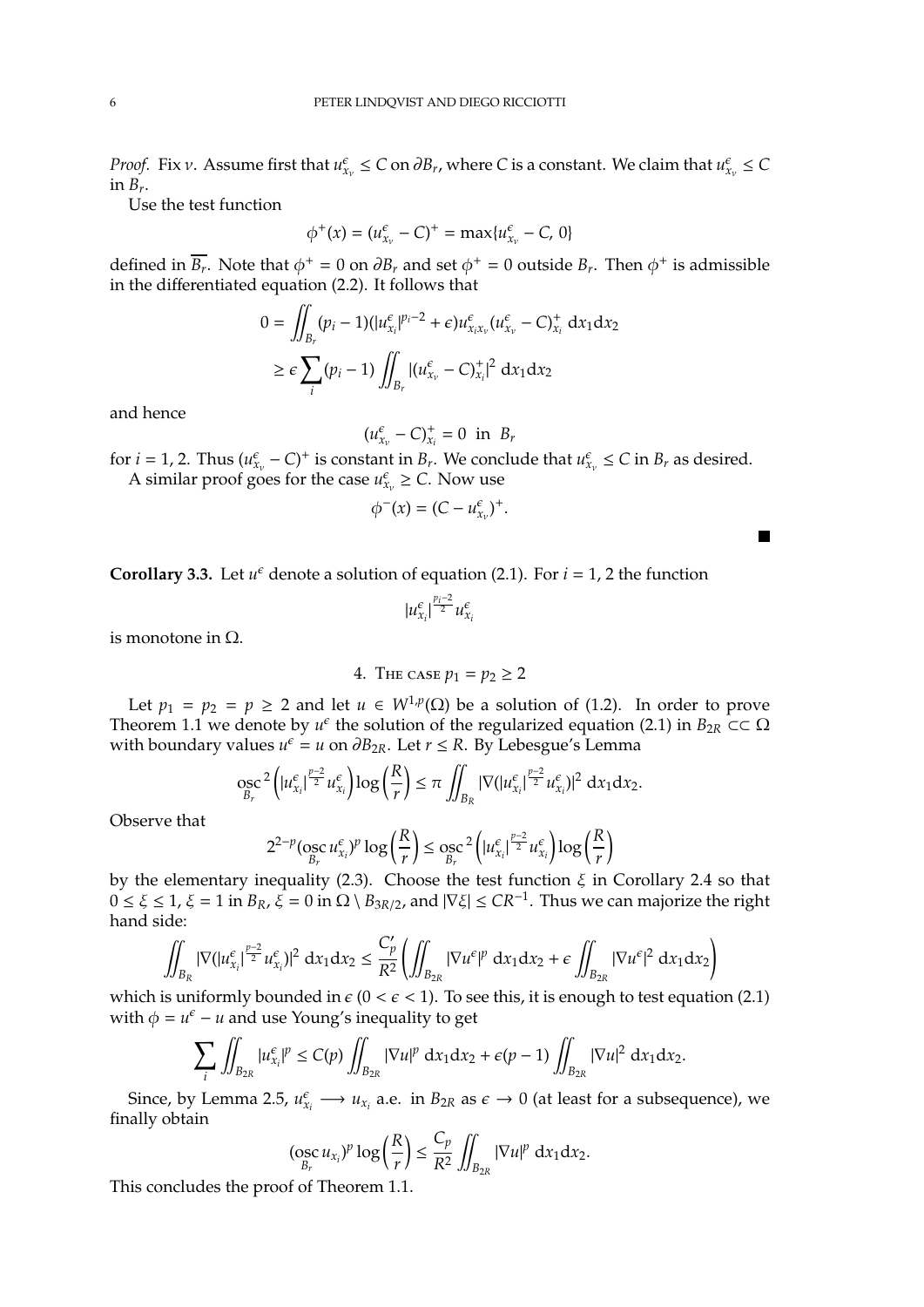*Proof.* Fix $\nu$. Assume first that $u^\epsilon_{x_\nu} \le C$ on $\partial B_r$, where $C$ is a constant. We claim that $u^\epsilon_{x_\nu} \le C$ in $B_r$.

Use the test function

$$\phi^+(x) = (u^\epsilon_{x_\nu} - C)^+ = \max\{u^\epsilon_{x_\nu} - C, 0\}$$

defined in $\overline{B_r}$. Note that $\phi^+ = 0$ on $\partial B_r$ and set $\phi^+ = 0$ outside $B_r$. Then $\phi^+$ is admissible in the differentiated equation (2.2). It follows that

$$\begin{aligned} 0 &= \iint_{B_r} (p_i - 1)(|u^\epsilon_{x_i}|^{p_i-2} + \epsilon) u^\epsilon_{x_i x_\nu} (u^\epsilon_{x_\nu} - C)^+_{x_i} \, \mathrm{d}x_1 \mathrm{d}x_2 \\ &\ge \epsilon \sum_i (p_i - 1) \iint_{B_r} |(u^\epsilon_{x_\nu} - C)^+_{x_i}|^2 \, \mathrm{d}x_1 \mathrm{d}x_2 \end{aligned}$$

and hence

$$(u^\epsilon_{x_\nu} - C)^+_{x_i} = 0 \text{ in } B_r$$

for $i = 1, 2$. Thus $(u^\epsilon_{x_\nu} - C)^+$ is constant in $B_r$. We conclude that $u^\epsilon_{x_\nu} \le C$ in $B_r$ as desired.

A similar proof goes for the case $u^\epsilon_{x_\nu} \ge C$. Now use

$$\phi^-(x) = (C - u^\epsilon_{x_\nu})^+.$$

∎

**Corollary 3.3.** Let $u^\epsilon$ denote a solution of equation (2.1). For $i = 1, 2$ the function

$$|u^\epsilon_{x_i}|^{\frac{p_i-2}{2}} u^\epsilon_{x_i}$$

is monotone in $\Omega$.

## 4. The case $p_1 = p_2 \ge 2$

Let $p_1 = p_2 = p \ge 2$ and let $u \in W^{1,p}(\Omega)$ be a solution of (1.2). In order to prove Theorem 1.1 we denote by $u^\epsilon$ the solution of the regularized equation (2.1) in $B_{2R} \subset\subset \Omega$ with boundary values $u^\epsilon = u$ on $\partial B_{2R}$. Let $r \le R$. By Lebesgue's Lemma

$$\operatorname*{osc}_{B_r}{}^2 \left( |u^\epsilon_{x_i}|^{\frac{p-2}{2}} u^\epsilon_{x_i} \right) \log\left(\frac{R}{r}\right) \le \pi \iint_{B_R} |\nabla(|u^\epsilon_{x_i}|^{\frac{p-2}{2}} u^\epsilon_{x_i})|^2 \, \mathrm{d}x_1 \mathrm{d}x_2.$$

Observe that

$$2^{2-p} (\operatorname*{osc}_{B_r} u^\epsilon_{x_i})^p \log\left(\frac{R}{r}\right) \le \operatorname*{osc}_{B_r}{}^2 \left( |u^\epsilon_{x_i}|^{\frac{p-2}{2}} u^\epsilon_{x_i} \right) \log\left(\frac{R}{r}\right)$$

by the elementary inequality (2.3). Choose the test function $\xi$ in Corollary 2.4 so that $0 \le \xi \le 1$, $\xi = 1$ in $B_R$, $\xi = 0$ in $\Omega \setminus B_{3R/2}$, and $|\nabla \xi| \le C R^{-1}$. Thus we can majorize the right hand side:

$$\iint_{B_R} |\nabla(|u^\epsilon_{x_i}|^{\frac{p-2}{2}} u^\epsilon_{x_i})|^2 \, \mathrm{d}x_1 \mathrm{d}x_2 \le \frac{C'_p}{R^2} \left( \iint_{B_{2R}} |\nabla u^\epsilon|^p \, \mathrm{d}x_1 \mathrm{d}x_2 + \epsilon \iint_{B_{2R}} |\nabla u^\epsilon|^2 \, \mathrm{d}x_1 \mathrm{d}x_2 \right)$$

which is uniformly bounded in $\epsilon$ ($0 < \epsilon < 1$). To see this, it is enough to test equation (2.1) with $\phi = u^\epsilon - u$ and use Young's inequality to get

$$\sum_i \iint_{B_{2R}} |u^\epsilon_{x_i}|^p \le C(p) \iint_{B_{2R}} |\nabla u|^p \, \mathrm{d}x_1 \mathrm{d}x_2 + \epsilon(p-1) \iint_{B_{2R}} |\nabla u|^2 \, \mathrm{d}x_1 \mathrm{d}x_2.$$

Since, by Lemma 2.5, $u^\epsilon_{x_i} \longrightarrow u_{x_i}$ a.e. in $B_{2R}$ as $\epsilon \to 0$ (at least for a subsequence), we finally obtain

$$(\operatorname*{osc}_{B_r} u_{x_i})^p \log\left(\frac{R}{r}\right) \le \frac{C_p}{R^2} \iint_{B_{2R}} |\nabla u|^p \, \mathrm{d}x_1 \mathrm{d}x_2.$$

This concludes the proof of Theorem 1.1.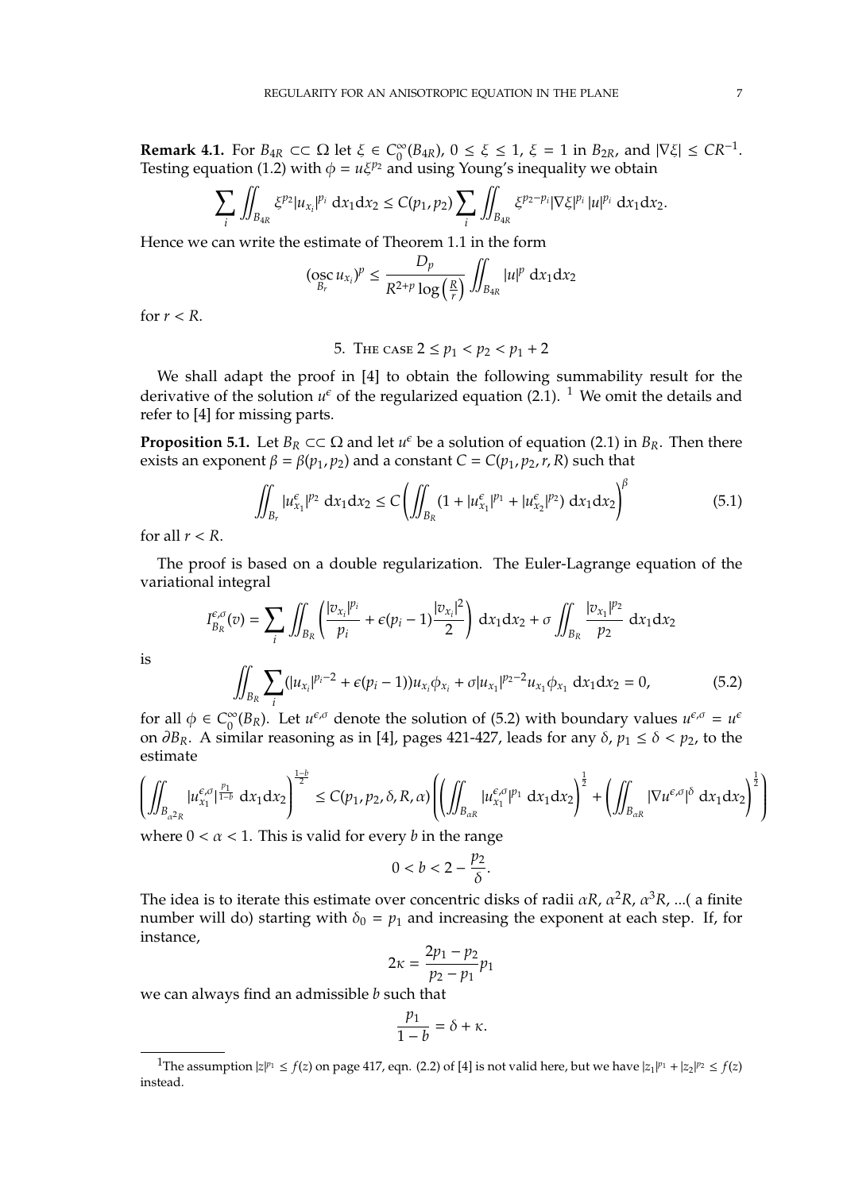**Remark 4.1.** For $B_{4R} \subset\subset \Omega$ let $\xi \in C_0^\infty(B_{4R})$, $0 \le \xi \le 1$, $\xi = 1$ in $B_{2R}$, and $|\nabla \xi| \le CR^{-1}$. Testing equation (1.2) with $\phi = u\xi^{p_2}$ and using Young's inequality we obtain

$$\sum_i \iint_{B_{4R}} \xi^{p_2} |u_{x_i}|^{p_i} \, dx_1 dx_2 \le C(p_1, p_2) \sum_i \iint_{B_{4R}} \xi^{p_2 - p_i} |\nabla \xi|^{p_i} \, |u|^{p_i} \, dx_1 dx_2.$$

Hence we can write the estimate of Theorem 1.1 in the form

$$(\operatorname*{osc}_{B_r} u_{x_i})^p \le \frac{D_p}{R^{2+p} \log\left(\frac{R}{r}\right)} \iint_{B_{4R}} |u|^p \, dx_1 dx_2$$

for $r < R$.

## 5. The case $2 \le p_1 < p_2 < p_1 + 2$

We shall adapt the proof in [4] to obtain the following summability result for the derivative of the solution $u^\epsilon$ of the regularized equation (2.1). [1] We omit the details and refer to [4] for missing parts.

**Proposition 5.1.** Let $B_R \subset\subset \Omega$ and let $u^\epsilon$ be a solution of equation (2.1) in $B_R$. Then there exists an exponent $\beta = \beta(p_1, p_2)$ and a constant $C = C(p_1, p_2, r, R)$ such that

$$\iint_{B_r} |u^\epsilon_{x_1}|^{p_2} \, dx_1 dx_2 \le C \left( \iint_{B_R} (1 + |u^\epsilon_{x_1}|^{p_1} + |u^\epsilon_{x_2}|^{p_2}) \, dx_1 dx_2 \right)^\beta \tag{5.1}$$

for all $r < R$.

The proof is based on a double regularization. The Euler-Lagrange equation of the variational integral

$$I^{\epsilon,\sigma}_{B_R}(v) = \sum_i \iint_{B_R} \left( \frac{|v_{x_i}|^{p_i}}{p_i} + \epsilon(p_i - 1) \frac{|v_{x_i}|^2}{2} \right) dx_1 dx_2 + \sigma \iint_{B_R} \frac{|v_{x_1}|^{p_2}}{p_2} \, dx_1 dx_2$$

is

$$\iint_{B_R} \sum_i (|u_{x_i}|^{p_i - 2} + \epsilon(p_i - 1)) u_{x_i} \phi_{x_i} + \sigma |u_{x_1}|^{p_2 - 2} u_{x_1} \phi_{x_1} \, dx_1 dx_2 = 0, \tag{5.2}$$

for all $\phi \in C_0^\infty(B_R)$. Let $u^{\epsilon,\sigma}$ denote the solution of (5.2) with boundary values $u^{\epsilon,\sigma} = u^\epsilon$ on $\partial B_R$. A similar reasoning as in [4], pages 421-427, leads for any $\delta$, $p_1 \le \delta < p_2$, to the estimate

$$\left( \iint_{B_{\alpha^2 R}} |u^{\epsilon,\sigma}_{x_1}|^{\frac{p_1}{1-b}} \, dx_1 dx_2 \right)^{\frac{1-b}{2}} \le C(p_1, p_2, \delta, R, \alpha) \left( \left( \iint_{B_{\alpha R}} |u^{\epsilon,\sigma}_{x_1}|^{p_1} \, dx_1 dx_2 \right)^{\frac{1}{2}} + \left( \iint_{B_{\alpha R}} |\nabla u^{\epsilon,\sigma}|^{\delta} \, dx_1 dx_2 \right)^{\frac{1}{2}} \right)$$

where $0 < \alpha < 1$. This is valid for every $b$ in the range

$$0 < b < 2 - \frac{p_2}{\delta}.$$

The idea is to iterate this estimate over concentric disks of radii $\alpha R$, $\alpha^2 R$, $\alpha^3 R$, ...( a finite number will do) starting with $\delta_0 = p_1$ and increasing the exponent at each step. If, for instance,

$$2\kappa = \frac{2p_1 - p_2}{p_2 - p_1} p_1$$

we can always find an admissible $b$ such that

$$\frac{p_1}{1-b} = \delta + \kappa.$$

---

[1] The assumption $|z|^{p_1} \le f(z)$ on page 417, eqn. (2.2) of [4] is not valid here, but we have $|z_1|^{p_1} + |z_2|^{p_2} \le f(z)$ instead.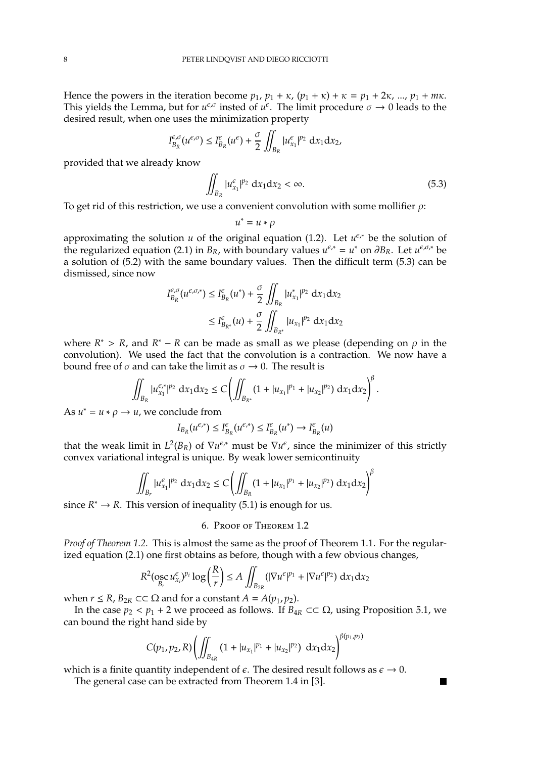Hence the powers in the iteration become $p_1$, $p_1 + \kappa$, $(p_1 + \kappa) + \kappa = p_1 + 2\kappa$, ..., $p_1 + m\kappa$. This yields the Lemma, but for $u^{\epsilon,\sigma}$ insted of $u^\epsilon$. The limit procedure $\sigma \to 0$ leads to the desired result, when one uses the minimization property

$$I^{\epsilon,\sigma}_{B_R}(u^{\epsilon,\sigma}) \leq I^{\epsilon}_{B_R}(u^\epsilon) + \frac{\sigma}{2}\iint_{B_R} |u^\epsilon_{x_1}|^{p_2}\, \mathrm{d}x_1\mathrm{d}x_2,$$

provided that we already know

$$\iint_{B_R} |u^\epsilon_{x_1}|^{p_2}\, \mathrm{d}x_1\mathrm{d}x_2 < \infty. \tag{5.3}$$

To get rid of this restriction, we use a convenient convolution with some mollifier $\rho$:

$$u^* = u * \rho$$

approximating the solution $u$ of the original equation (1.2). Let $u^{\epsilon,*}$ be the solution of the regularized equation (2.1) in $B_R$, with boundary values $u^{\epsilon,*} = u^*$ on $\partial B_R$. Let $u^{\epsilon,\sigma,*}$ be a solution of (5.2) with the same boundary values. Then the difficult term (5.3) can be dismissed, since now

$$\begin{aligned} I^{\epsilon,\sigma}_{B_R}(u^{\epsilon,\sigma,*}) &\leq I^{\epsilon}_{B_R}(u^*) + \frac{\sigma}{2}\iint_{B_R} |u^*_{x_1}|^{p_2}\, \mathrm{d}x_1\mathrm{d}x_2 \\ &\leq I^{\epsilon}_{B_{R^*}}(u) + \frac{\sigma}{2}\iint_{B_{R^*}} |u_{x_1}|^{p_2}\, \mathrm{d}x_1\mathrm{d}x_2 \end{aligned}$$

where $R^* > R$, and $R^* - R$ can be made as small as we please (depending on $\rho$ in the convolution). We used the fact that the convolution is a contraction. We now have a bound free of $\sigma$ and can take the limit as $\sigma \to 0$. The result is

$$\iint_{B_R} |u^{\epsilon,*}_{x_1}|^{p_2}\, \mathrm{d}x_1\mathrm{d}x_2 \leq C\left(\iint_{B_{R^*}} (1 + |u_{x_1}|^{p_1} + |u_{x_2}|^{p_2})\, \mathrm{d}x_1\mathrm{d}x_2\right)^{\beta}.$$

As $u^* = u * \rho \to u$, we conclude from

$$I_{B_R}(u^{\epsilon,*}) \leq I^\epsilon_{B_R}(u^{\epsilon,*}) \leq I^\epsilon_{B_R}(u^*) \to I^\epsilon_{B_R}(u)$$

that the weak limit in $L^2(B_R)$ of $\nabla u^{\epsilon,*}$ must be $\nabla u^\epsilon$, since the minimizer of this strictly convex variational integral is unique. By weak lower semicontinuity

$$\iint_{B_r} |u^{\epsilon}_{x_1}|^{p_2}\, \mathrm{d}x_1\mathrm{d}x_2 \leq C\left(\iint_{B_R} (1 + |u_{x_1}|^{p_1} + |u_{x_2}|^{p_2})\, \mathrm{d}x_1\mathrm{d}x_2\right)^{\beta}$$

since $R^* \to R$. This version of inequality (5.1) is enough for us.

## 6. Proof of Theorem 1.2

*Proof of Theorem 1.2.* This is almost the same as the proof of Theorem 1.1. For the regularized equation (2.1) one first obtains as before, though with a few obvious changes,

$$R^2(\operatorname*{osc}_{B_r} u^\epsilon_{x_i})^{p_i} \log\left(\frac{R}{r}\right) \leq A \iint_{B_{2R}} (|\nabla u^\epsilon|^{p_1} + |\nabla u^\epsilon|^{p_2})\, \mathrm{d}x_1\mathrm{d}x_2$$

when $r \leq R$, $B_{2R} \subset\subset \Omega$ and for a constant $A = A(p_1, p_2)$.

In the case $p_2 < p_1 + 2$ we proceed as follows. If $B_{4R} \subset\subset \Omega$, using Proposition 5.1, we can bound the right hand side by

$$C(p_1, p_2, R)\left(\iint_{B_{4R}} (1 + |u_{x_1}|^{p_1} + |u_{x_2}|^{p_2})\, \mathrm{d}x_1\mathrm{d}x_2\right)^{\beta(p_1,p_2)}$$

which is a finite quantity independent of $\epsilon$. The desired result follows as $\epsilon \to 0$.

The general case can be extracted from Theorem 1.4 in [3]. ∎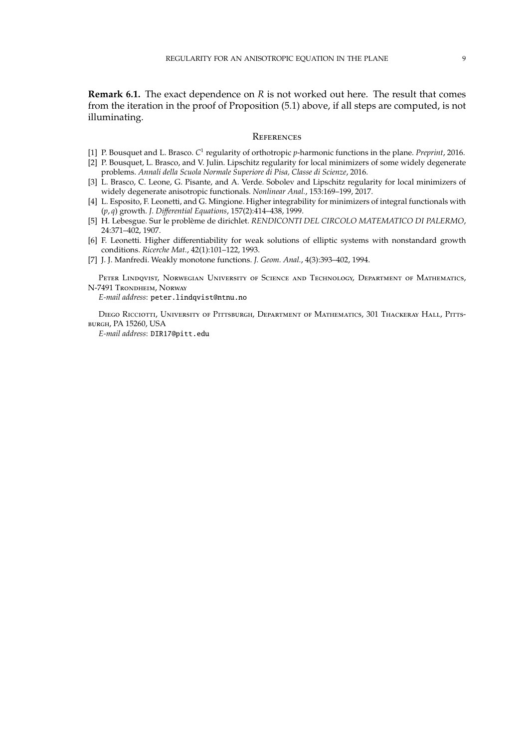**Remark 6.1.** The exact dependence on $R$ is not worked out here. The result that comes from the iteration in the proof of Proposition (5.1) above, if all steps are computed, is not illuminating.

## References

[1] P. Bousquet and L. Brasco. $C^1$ regularity of orthotropic $p$-harmonic functions in the plane. *Preprint*, 2016.

[2] P. Bousquet, L. Brasco, and V. Julin. Lipschitz regularity for local minimizers of some widely degenerate problems. *Annali della Scuola Normale Superiore di Pisa, Classe di Scienze*, 2016.

[3] L. Brasco, C. Leone, G. Pisante, and A. Verde. Sobolev and Lipschitz regularity for local minimizers of widely degenerate anisotropic functionals. *Nonlinear Anal.*, 153:169–199, 2017.

[4] L. Esposito, F. Leonetti, and G. Mingione. Higher integrability for minimizers of integral functionals with $(p, q)$ growth. *J. Differential Equations*, 157(2):414–438, 1999.

[5] H. Lebesgue. Sur le problème de dirichlet. *RENDICONTI DEL CIRCOLO MATEMATICO DI PALERMO*, 24:371–402, 1907.

[6] F. Leonetti. Higher differentiability for weak solutions of elliptic systems with nonstandard growth conditions. *Ricerche Mat.*, 42(1):101–122, 1993.

[7] J. J. Manfredi. Weakly monotone functions. *J. Geom. Anal.*, 4(3):393–402, 1994.

Peter Lindqvist, Norwegian University of Science and Technology, Department of Mathematics, N-7491 Trondheim, Norway

*E-mail address*: peter.lindqvist@ntnu.no

Diego Ricciotti, University of Pittsburgh, Department of Mathematics, 301 Thackeray Hall, Pittsburgh, PA 15260, USA

*E-mail address*: DIR17@pitt.edu